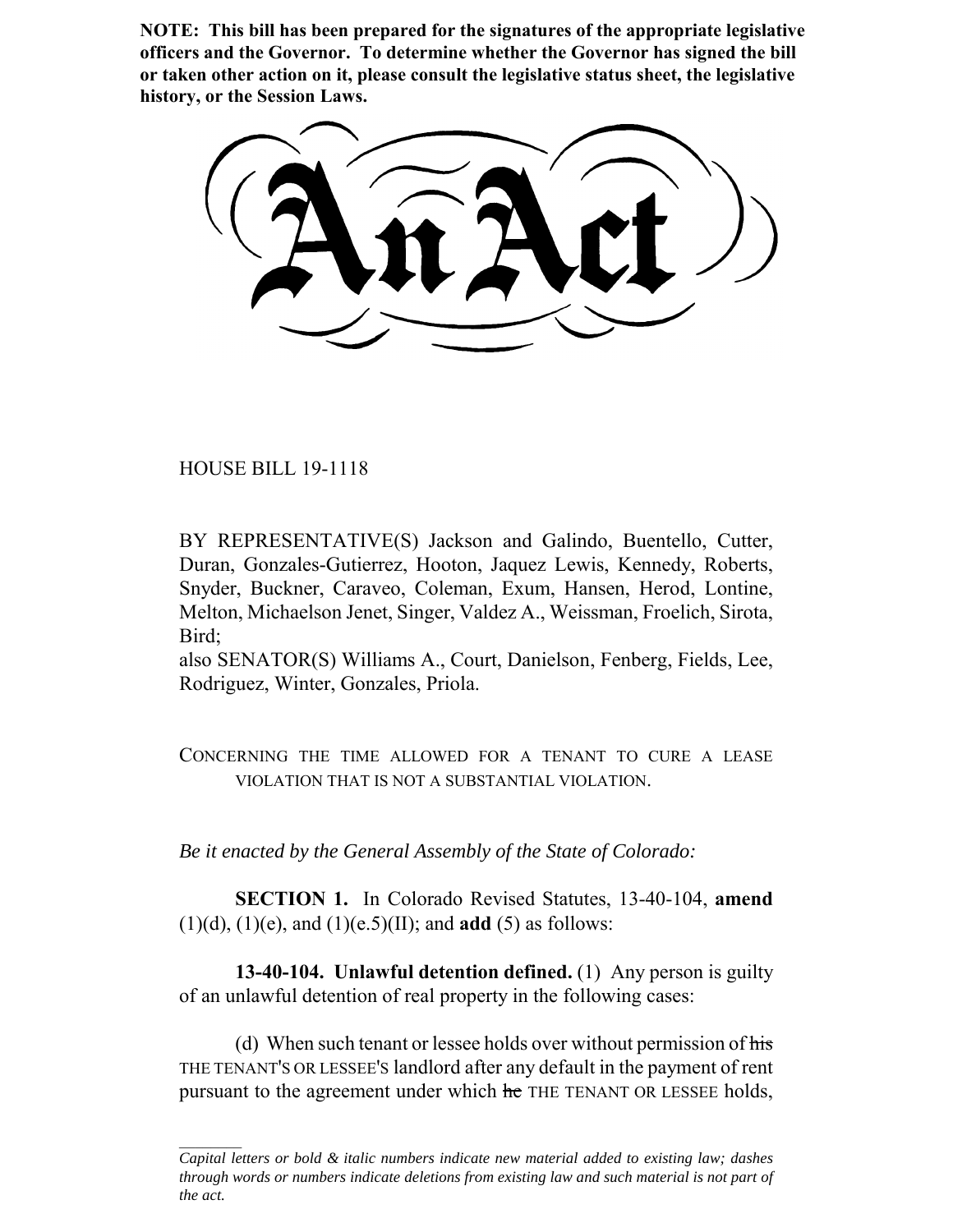**NOTE: This bill has been prepared for the signatures of the appropriate legislative officers and the Governor. To determine whether the Governor has signed the bill or taken other action on it, please consult the legislative status sheet, the legislative history, or the Session Laws.**

# An Act

HOUSE BILL 19-1118

BY REPRESENTATIVE(S) Jackson and Galindo, Buentello, Cutter, Duran, Gonzales-Gutierrez, Hooton, Jaquez Lewis, Kennedy, Roberts, Snyder, Buckner, Caraveo, Coleman, Exum, Hansen, Herod, Lontine, Melton, Michaelson Jenet, Singer, Valdez A., Weissman, Froelich, Sirota, Bird;
also SENATOR(S) Williams A., Court, Danielson, Fenberg, Fields, Lee, Rodriguez, Winter, Gonzales, Priola.

CONCERNING THE TIME ALLOWED FOR A TENANT TO CURE A LEASE VIOLATION THAT IS NOT A SUBSTANTIAL VIOLATION.

*Be it enacted by the General Assembly of the State of Colorado:*

**SECTION 1.** In Colorado Revised Statutes, 13-40-104, **amend** (1)(d), (1)(e), and (1)(e.5)(II); and **add** (5) as follows:

**13-40-104. Unlawful detention defined.** (1) Any person is guilty of an unlawful detention of real property in the following cases:

(d) When such tenant or lessee holds over without permission of ~~his~~ THE TENANT'S OR LESSEE'S landlord after any default in the payment of rent pursuant to the agreement under which ~~he~~ THE TENANT OR LESSEE holds,

---

*Capital letters or bold & italic numbers indicate new material added to existing law; dashes through words or numbers indicate deletions from existing law and such material is not part of the act.*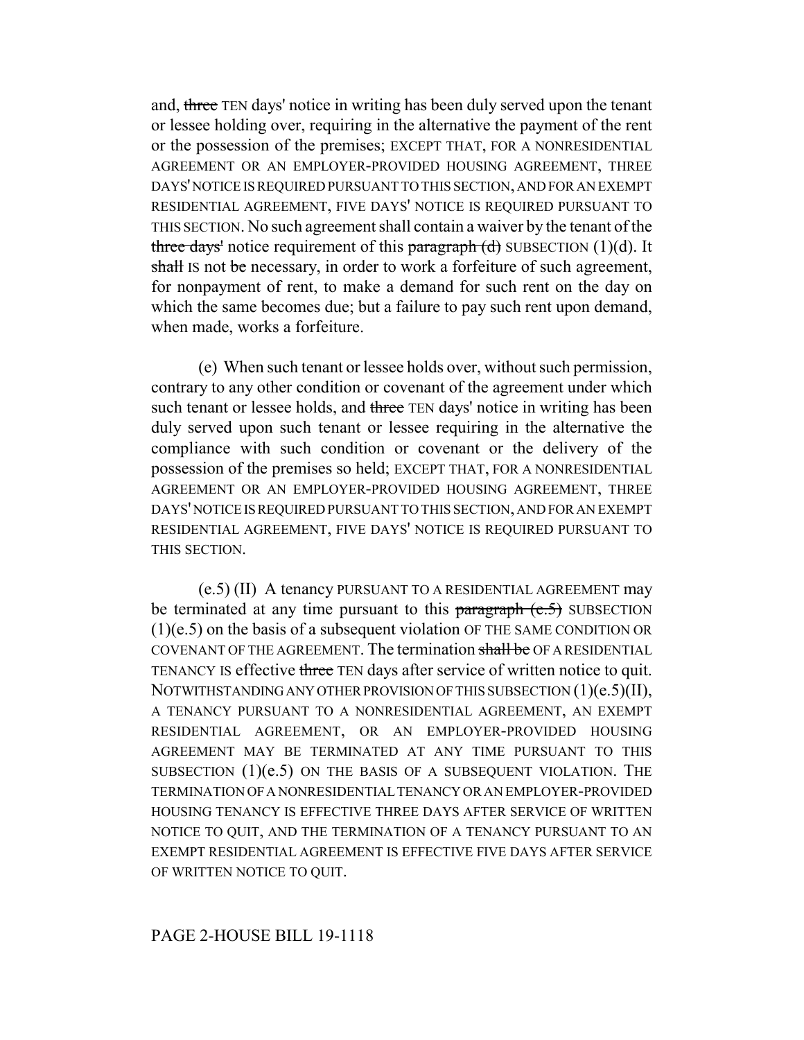and, ~~three~~ TEN days' notice in writing has been duly served upon the tenant or lessee holding over, requiring in the alternative the payment of the rent or the possession of the premises; EXCEPT THAT, FOR A NONRESIDENTIAL AGREEMENT OR AN EMPLOYER-PROVIDED HOUSING AGREEMENT, THREE DAYS' NOTICE IS REQUIRED PURSUANT TO THIS SECTION, AND FOR AN EXEMPT RESIDENTIAL AGREEMENT, FIVE DAYS' NOTICE IS REQUIRED PURSUANT TO THIS SECTION. No such agreement shall contain a waiver by the tenant of the ~~three days'~~ notice requirement of this ~~paragraph (d)~~ SUBSECTION (1)(d). It ~~shall~~ IS not ~~be~~ necessary, in order to work a forfeiture of such agreement, for nonpayment of rent, to make a demand for such rent on the day on which the same becomes due; but a failure to pay such rent upon demand, when made, works a forfeiture.

(e) When such tenant or lessee holds over, without such permission, contrary to any other condition or covenant of the agreement under which such tenant or lessee holds, and ~~three~~ TEN days' notice in writing has been duly served upon such tenant or lessee requiring in the alternative the compliance with such condition or covenant or the delivery of the possession of the premises so held; EXCEPT THAT, FOR A NONRESIDENTIAL AGREEMENT OR AN EMPLOYER-PROVIDED HOUSING AGREEMENT, THREE DAYS' NOTICE IS REQUIRED PURSUANT TO THIS SECTION, AND FOR AN EXEMPT RESIDENTIAL AGREEMENT, FIVE DAYS' NOTICE IS REQUIRED PURSUANT TO THIS SECTION.

(e.5) (II) A tenancy PURSUANT TO A RESIDENTIAL AGREEMENT may be terminated at any time pursuant to this ~~paragraph (e.5)~~ SUBSECTION (1)(e.5) on the basis of a subsequent violation OF THE SAME CONDITION OR COVENANT OF THE AGREEMENT. The termination ~~shall be~~ OF A RESIDENTIAL TENANCY IS effective ~~three~~ TEN days after service of written notice to quit. NOTWITHSTANDING ANY OTHER PROVISION OF THIS SUBSECTION (1)(e.5)(II), A TENANCY PURSUANT TO A NONRESIDENTIAL AGREEMENT, AN EXEMPT RESIDENTIAL AGREEMENT, OR AN EMPLOYER-PROVIDED HOUSING AGREEMENT MAY BE TERMINATED AT ANY TIME PURSUANT TO THIS SUBSECTION (1)(e.5) ON THE BASIS OF A SUBSEQUENT VIOLATION. THE TERMINATION OF A NONRESIDENTIAL TENANCY OR AN EMPLOYER-PROVIDED HOUSING TENANCY IS EFFECTIVE THREE DAYS AFTER SERVICE OF WRITTEN NOTICE TO QUIT, AND THE TERMINATION OF A TENANCY PURSUANT TO AN EXEMPT RESIDENTIAL AGREEMENT IS EFFECTIVE FIVE DAYS AFTER SERVICE OF WRITTEN NOTICE TO QUIT.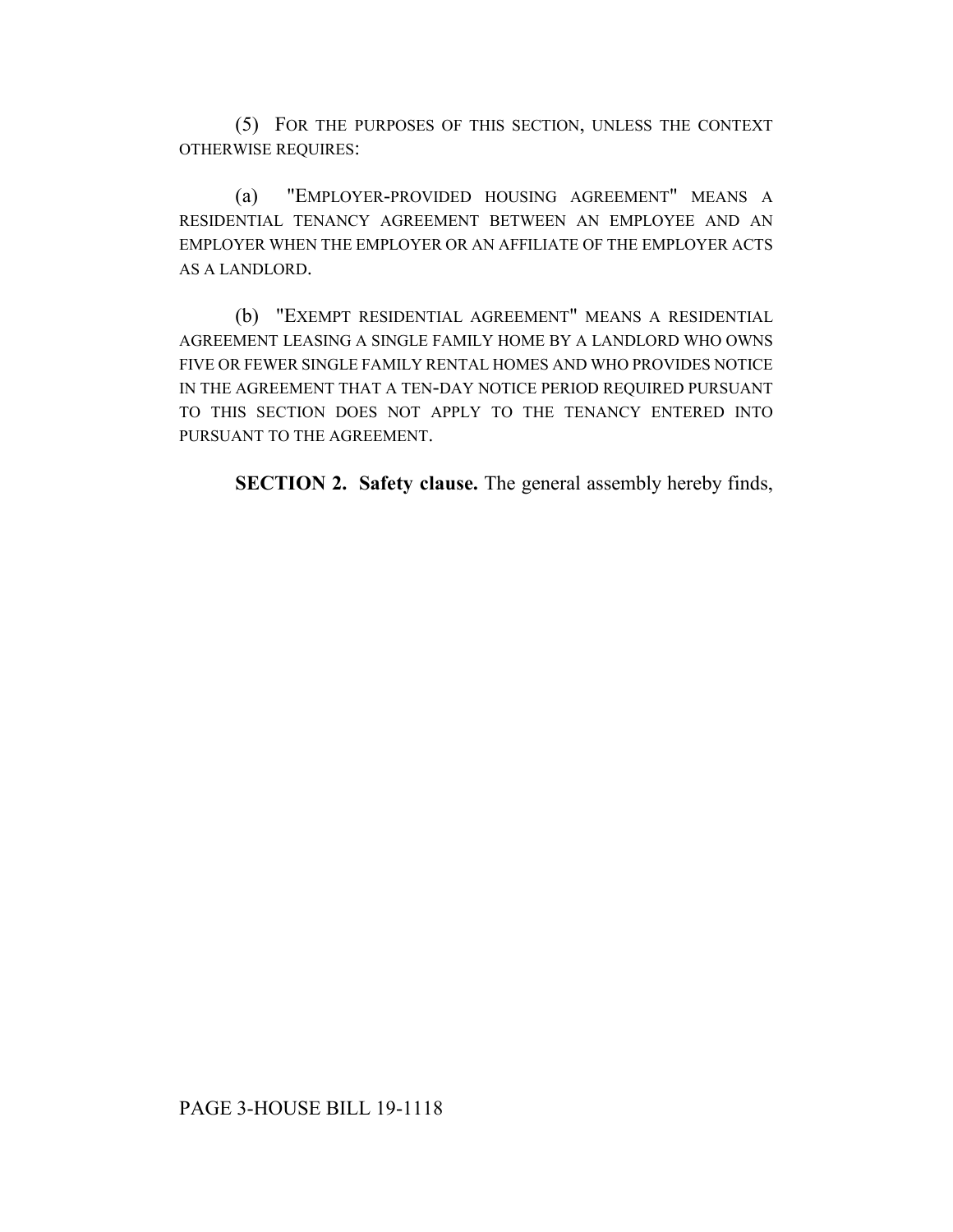(5) FOR THE PURPOSES OF THIS SECTION, UNLESS THE CONTEXT OTHERWISE REQUIRES:

(a) "EMPLOYER-PROVIDED HOUSING AGREEMENT" MEANS A RESIDENTIAL TENANCY AGREEMENT BETWEEN AN EMPLOYEE AND AN EMPLOYER WHEN THE EMPLOYER OR AN AFFILIATE OF THE EMPLOYER ACTS AS A LANDLORD.

(b) "EXEMPT RESIDENTIAL AGREEMENT" MEANS A RESIDENTIAL AGREEMENT LEASING A SINGLE FAMILY HOME BY A LANDLORD WHO OWNS FIVE OR FEWER SINGLE FAMILY RENTAL HOMES AND WHO PROVIDES NOTICE IN THE AGREEMENT THAT A TEN-DAY NOTICE PERIOD REQUIRED PURSUANT TO THIS SECTION DOES NOT APPLY TO THE TENANCY ENTERED INTO PURSUANT TO THE AGREEMENT.

**SECTION 2. Safety clause.** The general assembly hereby finds,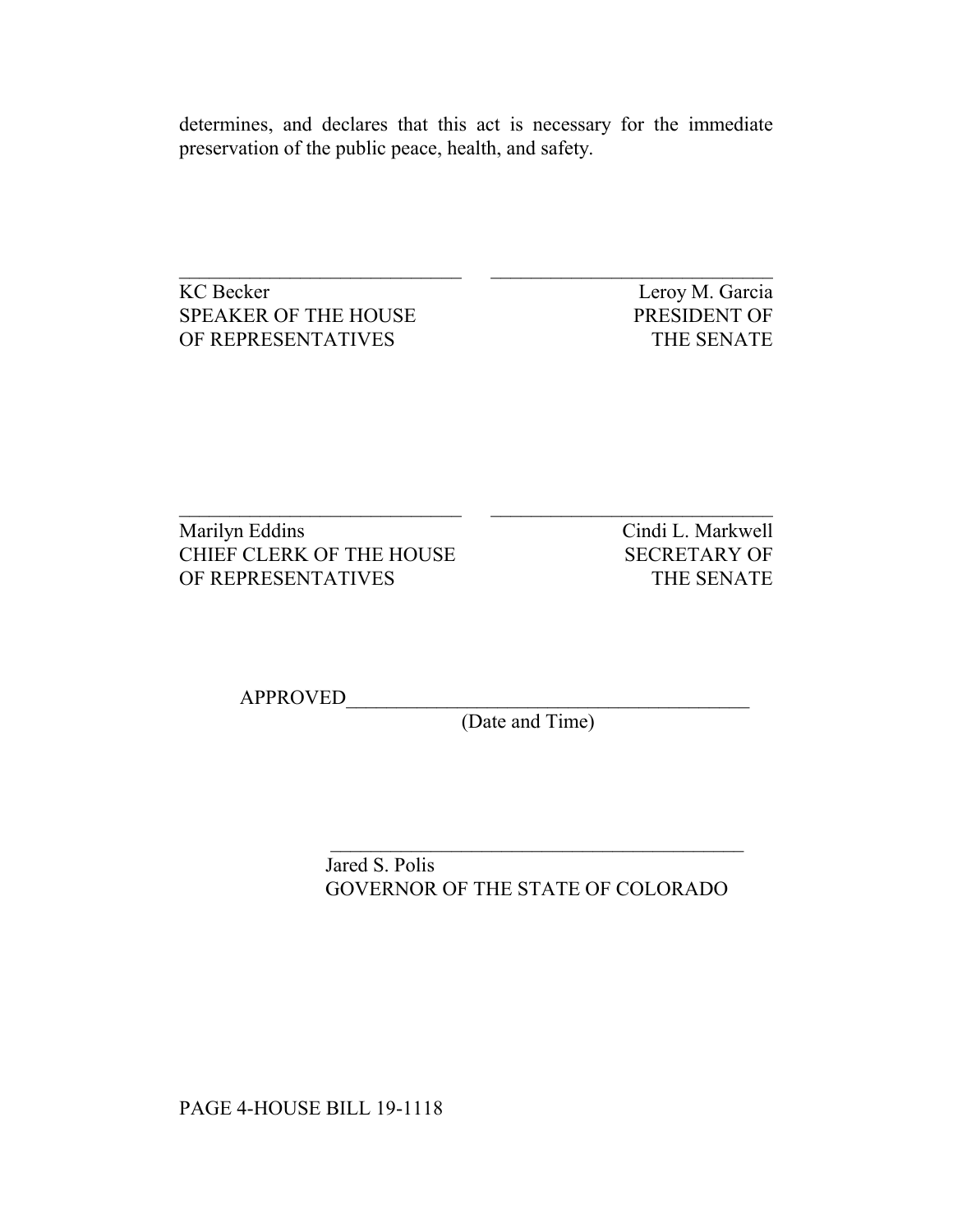determines, and declares that this act is necessary for the immediate preservation of the public peace, health, and safety.

____________________________ ____________________________

KC Becker
SPEAKER OF THE HOUSE
OF REPRESENTATIVES

Leroy M. Garcia
PRESIDENT OF
THE SENATE

____________________________ ____________________________

Marilyn Eddins
CHIEF CLERK OF THE HOUSE
OF REPRESENTATIVES

Cindi L. Markwell
SECRETARY OF
THE SENATE

APPROVED________________________________________
(Date and Time)

_________________________________________

Jared S. Polis
GOVERNOR OF THE STATE OF COLORADO

PAGE 4-HOUSE BILL 19-1118